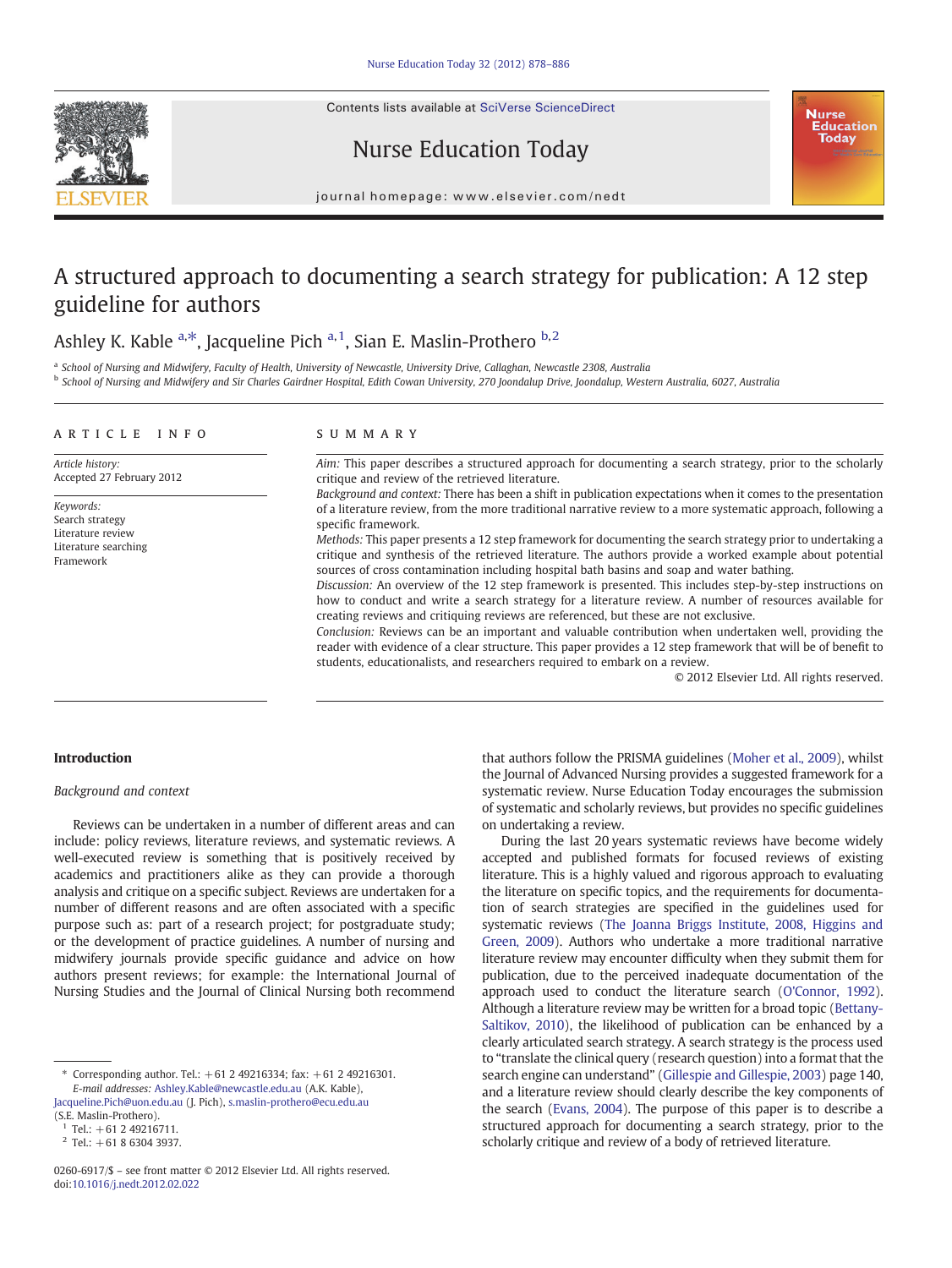# A structured approach to documenting a search strategy for publication: A 12 step guideline for authors

Ashley K. Kable [a,*], Jacqueline Pich [a,1], Sian E. Maslin-Prothero [b,2]

[a] School of Nursing and Midwifery, Faculty of Health, University of Newcastle, University Drive, Callaghan, Newcastle 2308, Australia

[b] School of Nursing and Midwifery and Sir Charles Gairdner Hospital, Edith Cowan University, 270 Joondalup Drive, Joondalup, Western Australia, 6027, Australia

## ARTICLE INFO

*Article history:*
Accepted 27 February 2012

*Keywords:*
Search strategy
Literature review
Literature searching
Framework

## SUMMARY

*Aim:* This paper describes a structured approach for documenting a search strategy, prior to the scholarly critique and review of the retrieved literature.

*Background and context:* There has been a shift in publication expectations when it comes to the presentation of a literature review, from the more traditional narrative review to a more systematic approach, following a specific framework.

*Methods:* This paper presents a 12 step framework for documenting the search strategy prior to undertaking a critique and synthesis of the retrieved literature. The authors provide a worked example about potential sources of cross contamination including hospital bath basins and soap and water bathing.

*Discussion:* An overview of the 12 step framework is presented. This includes step-by-step instructions on how to conduct and write a search strategy for a literature review. A number of resources available for creating reviews and critiquing reviews are referenced, but these are not exclusive.

*Conclusion:* Reviews can be an important and valuable contribution when undertaken well, providing the reader with evidence of a clear structure. This paper provides a 12 step framework that will be of benefit to students, educationalists, and researchers required to embark on a review.

© 2012 Elsevier Ltd. All rights reserved.

## Introduction

### *Background and context*

Reviews can be undertaken in a number of different areas and can include: policy reviews, literature reviews, and systematic reviews. A well-executed review is something that is positively received by academics and practitioners alike as they can provide a thorough analysis and critique on a specific subject. Reviews are undertaken for a number of different reasons and are often associated with a specific purpose such as: part of a research project; for postgraduate study; or the development of practice guidelines. A number of nursing and midwifery journals provide specific guidance and advice on how authors present reviews; for example: the International Journal of Nursing Studies and the Journal of Clinical Nursing both recommend that authors follow the PRISMA guidelines (Moher et al., 2009), whilst the Journal of Advanced Nursing provides a suggested framework for a systematic review. Nurse Education Today encourages the submission of systematic and scholarly reviews, but provides no specific guidelines on undertaking a review.

During the last 20 years systematic reviews have become widely accepted and published formats for focused reviews of existing literature. This is a highly valued and rigorous approach to evaluating the literature on specific topics, and the requirements for documentation of search strategies are specified in the guidelines used for systematic reviews (The Joanna Briggs Institute, 2008, Higgins and Green, 2009). Authors who undertake a more traditional narrative literature review may encounter difficulty when they submit them for publication, due to the perceived inadequate documentation of the approach used to conduct the literature search (O'Connor, 1992). Although a literature review may be written for a broad topic (Bettany-Saltikov, 2010), the likelihood of publication can be enhanced by a clearly articulated search strategy. A search strategy is the process used to "translate the clinical query (research question) into a format that the search engine can understand" (Gillespie and Gillespie, 2003) page 140, and a literature review should clearly describe the key components of the search (Evans, 2004). The purpose of this paper is to describe a structured approach for documenting a search strategy, prior to the scholarly critique and review of a body of retrieved literature.

* Corresponding author. Tel.: +61 2 49216334; fax: +61 2 49216301.
*E-mail addresses:* Ashley.Kable@newcastle.edu.au (A.K. Kable), Jacqueline.Pich@uon.edu.au (J. Pich), s.maslin-prothero@ecu.edu.au (S.E. Maslin-Prothero).

[1] Tel.: +61 2 49216711.

[2] Tel.: +61 8 6304 3937.

0260-6917/$ – see front matter © 2012 Elsevier Ltd. All rights reserved.
doi:10.1016/j.nedt.2012.02.022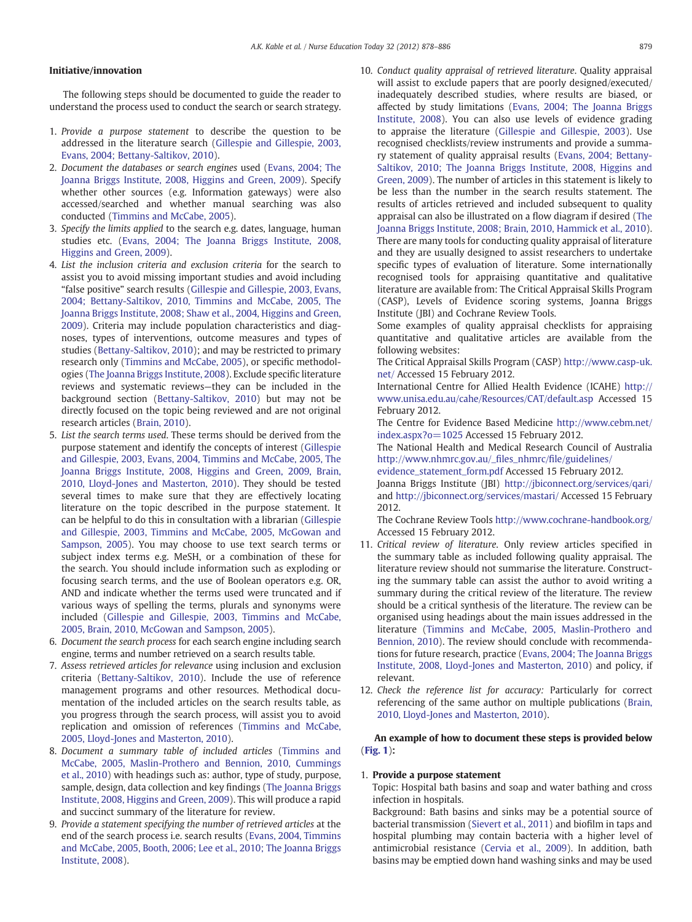## Initiative/innovation

The following steps should be documented to guide the reader to understand the process used to conduct the search or search strategy.

1. *Provide a purpose statement* to describe the question to be addressed in the literature search (Gillespie and Gillespie, 2003, Evans, 2004; Bettany-Saltikov, 2010).
2. *Document the databases or search engines* used (Evans, 2004; The Joanna Briggs Institute, 2008, Higgins and Green, 2009). Specify whether other sources (e.g. Information gateways) were also accessed/searched and whether manual searching was also conducted (Timmins and McCabe, 2005).
3. *Specify the limits applied* to the search e.g. dates, language, human studies etc. (Evans, 2004; The Joanna Briggs Institute, 2008, Higgins and Green, 2009).
4. *List the inclusion criteria and exclusion criteria* for the search to assist you to avoid missing important studies and avoid including "false positive" search results (Gillespie and Gillespie, 2003, Evans, 2004; Bettany-Saltikov, 2010, Timmins and McCabe, 2005, The Joanna Briggs Institute, 2008; Shaw et al., 2004, Higgins and Green, 2009). Criteria may include population characteristics and diagnoses, types of interventions, outcome measures and types of studies (Bettany-Saltikov, 2010); and may be restricted to primary research only (Timmins and McCabe, 2005), or specific methodologies (The Joanna Briggs Institute, 2008). Exclude specific literature reviews and systematic reviews—they can be included in the background section (Bettany-Saltikov, 2010) but may not be directly focused on the topic being reviewed and are not original research articles (Brain, 2010).
5. *List the search terms used*. These terms should be derived from the purpose statement and identify the concepts of interest (Gillespie and Gillespie, 2003, Evans, 2004, Timmins and McCabe, 2005, The Joanna Briggs Institute, 2008, Higgins and Green, 2009, Brain, 2010, Lloyd-Jones and Masterton, 2010). They should be tested several times to make sure that they are effectively locating literature on the topic described in the purpose statement. It can be helpful to do this in consultation with a librarian (Gillespie and Gillespie, 2003, Timmins and McCabe, 2005, McGowan and Sampson, 2005). You may choose to use text search terms or subject index terms e.g. MeSH, or a combination of these for the search. You should include information such as exploding or focusing search terms, and the use of Boolean operators e.g. OR, AND and indicate whether the terms used were truncated and if various ways of spelling the terms, plurals and synonyms were included (Gillespie and Gillespie, 2003, Timmins and McCabe, 2005, Brain, 2010, McGowan and Sampson, 2005).
6. *Document the search process* for each search engine including search engine, terms and number retrieved on a search results table.
7. *Assess retrieved articles for relevance* using inclusion and exclusion criteria (Bettany-Saltikov, 2010). Include the use of reference management programs and other resources. Methodical documentation of the included articles on the search results table, as you progress through the search process, will assist you to avoid replication and omission of references (Timmins and McCabe, 2005, Lloyd-Jones and Masterton, 2010).
8. *Document a summary table of included articles* (Timmins and McCabe, 2005, Maslin-Prothero and Bennion, 2010, Cummings et al., 2010) with headings such as: author, type of study, purpose, sample, design, data collection and key findings (The Joanna Briggs Institute, 2008, Higgins and Green, 2009). This will produce a rapid and succinct summary of the literature for review.
9. *Provide a statement specifying the number of retrieved articles* at the end of the search process i.e. search results (Evans, 2004, Timmins and McCabe, 2005, Booth, 2006; Lee et al., 2010; The Joanna Briggs Institute, 2008).
10. *Conduct quality appraisal of retrieved literature*. Quality appraisal will assist to exclude papers that are poorly designed/executed/inadequately described studies, where results are biased, or affected by study limitations (Evans, 2004; The Joanna Briggs Institute, 2008). You can also use levels of evidence grading to appraise the literature (Gillespie and Gillespie, 2003). Use recognised checklists/review instruments and provide a summary statement of quality appraisal results (Evans, 2004; Bettany-Saltikov, 2010; The Joanna Briggs Institute, 2008, Higgins and Green, 2009). The number of articles in this statement is likely to be less than the number in the search results statement. The results of articles retrieved and included subsequent to quality appraisal can also be illustrated on a flow diagram if desired (The Joanna Briggs Institute, 2008; Brain, 2010, Hammick et al., 2010).
    There are many tools for conducting quality appraisal of literature and they are usually designed to assist researchers to undertake specific types of evaluation of literature. Some internationally recognised tools for appraising quantitative and qualitative literature are available from: The Critical Appraisal Skills Program (CASP), Levels of Evidence scoring systems, Joanna Briggs Institute (JBI) and Cochrane Review Tools.
    Some examples of quality appraisal checklists for appraising quantitative and qualitative articles are available from the following websites:
    The Critical Appraisal Skills Program (CASP) http://www.casp-uk.net/ Accessed 15 February 2012.
    International Centre for Allied Health Evidence (ICAHE) http://www.unisa.edu.au/cahe/Resources/CAT/default.asp Accessed 15 February 2012.
    The Centre for Evidence Based Medicine http://www.cebm.net/index.aspx?o=1025 Accessed 15 February 2012.
    The National Health and Medical Research Council of Australia http://www.nhmrc.gov.au/_files_nhmrc/file/guidelines/evidence_statement_form.pdf Accessed 15 February 2012.
    Joanna Briggs Institute (JBI) http://jbiconnect.org/services/qari/ and http://jbiconnect.org/services/mastari/ Accessed 15 February 2012.
    The Cochrane Review Tools http://www.cochrane-handbook.org/ Accessed 15 February 2012.
11. *Critical review of literature*. Only review articles specified in the summary table as included following quality appraisal. The literature review should not summarise the literature. Constructing the summary table can assist the author to avoid writing a summary during the critical review of the literature. The review should be a critical synthesis of the literature. The review can be organised using headings about the main issues addressed in the literature (Timmins and McCabe, 2005, Maslin-Prothero and Bennion, 2010). The review should conclude with recommendations for future research, practice (Evans, 2004; The Joanna Briggs Institute, 2008, Lloyd-Jones and Masterton, 2010) and policy, if relevant.
12. *Check the reference list for accuracy:* Particularly for correct referencing of the same author on multiple publications (Brain, 2010, Lloyd-Jones and Masterton, 2010).

**An example of how to document these steps is provided below (Fig. 1):**

1. **Provide a purpose statement**
   Topic: Hospital bath basins and soap and water bathing and cross infection in hospitals.
   Background: Bath basins and sinks may be a potential source of bacterial transmission (Sievert et al., 2011) and biofilm in taps and hospital plumbing may contain bacteria with a higher level of antimicrobial resistance (Cervia et al., 2009). In addition, bath basins may be emptied down hand washing sinks and may be used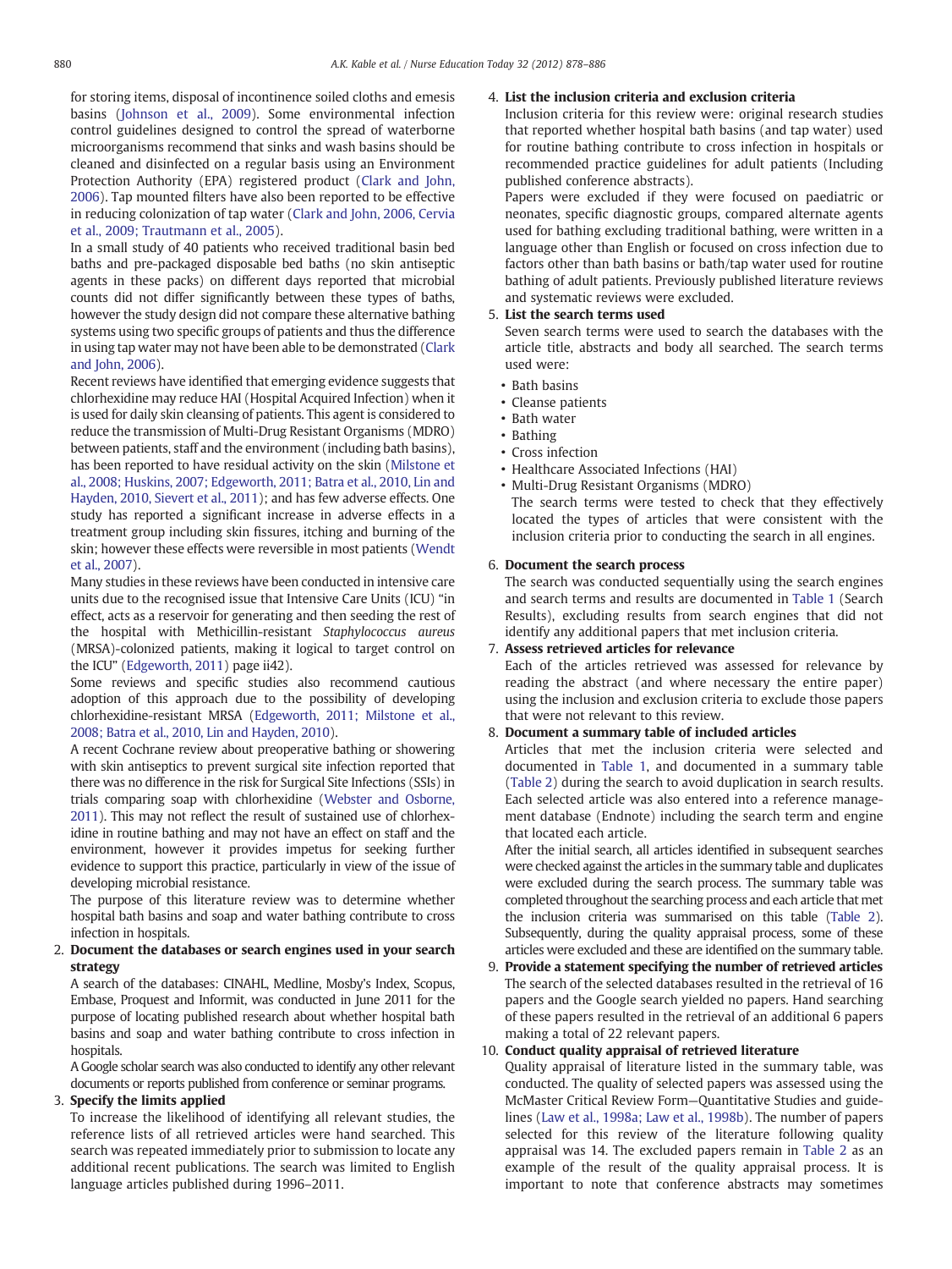for storing items, disposal of incontinence soiled cloths and emesis basins (Johnson et al., 2009). Some environmental infection control guidelines designed to control the spread of waterborne microorganisms recommend that sinks and wash basins should be cleaned and disinfected on a regular basis using an Environment Protection Authority (EPA) registered product (Clark and John, 2006). Tap mounted filters have also been reported to be effective in reducing colonization of tap water (Clark and John, 2006, Cervia et al., 2009; Trautmann et al., 2005).

In a small study of 40 patients who received traditional basin bed baths and pre-packaged disposable bed baths (no skin antiseptic agents in these packs) on different days reported that microbial counts did not differ significantly between these types of baths, however the study design did not compare these alternative bathing systems using two specific groups of patients and thus the difference in using tap water may not have been able to be demonstrated (Clark and John, 2006).

Recent reviews have identified that emerging evidence suggests that chlorhexidine may reduce HAI (Hospital Acquired Infection) when it is used for daily skin cleansing of patients. This agent is considered to reduce the transmission of Multi-Drug Resistant Organisms (MDRO) between patients, staff and the environment (including bath basins), has been reported to have residual activity on the skin (Milstone et al., 2008; Huskins, 2007; Edgeworth, 2011; Batra et al., 2010, Lin and Hayden, 2010, Sievert et al., 2011); and has few adverse effects. One study has reported a significant increase in adverse effects in a treatment group including skin fissures, itching and burning of the skin; however these effects were reversible in most patients (Wendt et al., 2007).

Many studies in these reviews have been conducted in intensive care units due to the recognised issue that Intensive Care Units (ICU) "in effect, acts as a reservoir for generating and then seeding the rest of the hospital with Methicillin-resistant *Staphylococcus aureus* (MRSA)-colonized patients, making it logical to target control on the ICU" (Edgeworth, 2011) page ii42).

Some reviews and specific studies also recommend cautious adoption of this approach due to the possibility of developing chlorhexidine-resistant MRSA (Edgeworth, 2011; Milstone et al., 2008; Batra et al., 2010, Lin and Hayden, 2010).

A recent Cochrane review about preoperative bathing or showering with skin antiseptics to prevent surgical site infection reported that there was no difference in the risk for Surgical Site Infections (SSIs) in trials comparing soap with chlorhexidine (Webster and Osborne, 2011). This may not reflect the result of sustained use of chlorhexidine in routine bathing and may not have an effect on staff and the environment, however it provides impetus for seeking further evidence to support this practice, particularly in view of the issue of developing microbial resistance.

The purpose of this literature review was to determine whether hospital bath basins and soap and water bathing contribute to cross infection in hospitals.

2. **Document the databases or search engines used in your search strategy**

   A search of the databases: CINAHL, Medline, Mosby's Index, Scopus, Embase, Proquest and Informit, was conducted in June 2011 for the purpose of locating published research about whether hospital bath basins and soap and water bathing contribute to cross infection in hospitals.

   A Google scholar search was also conducted to identify any other relevant documents or reports published from conference or seminar programs.

3. **Specify the limits applied**

   To increase the likelihood of identifying all relevant studies, the reference lists of all retrieved articles were hand searched. This search was repeated immediately prior to submission to locate any additional recent publications. The search was limited to English language articles published during 1996–2011.

4. **List the inclusion criteria and exclusion criteria**

   Inclusion criteria for this review were: original research studies that reported whether hospital bath basins (and tap water) used for routine bathing contribute to cross infection in hospitals or recommended practice guidelines for adult patients (Including published conference abstracts).

   Papers were excluded if they were focused on paediatric or neonates, specific diagnostic groups, compared alternate agents used for bathing excluding traditional bathing, were written in a language other than English or focused on cross infection due to factors other than bath basins or bath/tap water used for routine bathing of adult patients. Previously published literature reviews and systematic reviews were excluded.

5. **List the search terms used**

   Seven search terms were used to search the databases with the article title, abstracts and body all searched. The search terms used were:

   - Bath basins
   - Cleanse patients
   - Bath water
   - Bathing
   - Cross infection
   - Healthcare Associated Infections (HAI)
   - Multi-Drug Resistant Organisms (MDRO)

   The search terms were tested to check that they effectively located the types of articles that were consistent with the inclusion criteria prior to conducting the search in all engines.

6. **Document the search process**

   The search was conducted sequentially using the search engines and search terms and results are documented in Table 1 (Search Results), excluding results from search engines that did not identify any additional papers that met inclusion criteria.

7. **Assess retrieved articles for relevance**

   Each of the articles retrieved was assessed for relevance by reading the abstract (and where necessary the entire paper) using the inclusion and exclusion criteria to exclude those papers that were not relevant to this review.

8. **Document a summary table of included articles**

   Articles that met the inclusion criteria were selected and documented in Table 1, and documented in a summary table (Table 2) during the search to avoid duplication in search results. Each selected article was also entered into a reference management database (Endnote) including the search term and engine that located each article.

   After the initial search, all articles identified in subsequent searches were checked against the articles in the summary table and duplicates were excluded during the search process. The summary table was completed throughout the searching process and each article that met the inclusion criteria was summarised on this table (Table 2). Subsequently, during the quality appraisal process, some of these articles were excluded and these are identified on the summary table.

9. **Provide a statement specifying the number of retrieved articles**

   The search of the selected databases resulted in the retrieval of 16 papers and the Google search yielded no papers. Hand searching of these papers resulted in the retrieval of an additional 6 papers making a total of 22 relevant papers.

10. **Conduct quality appraisal of retrieved literature**

    Quality appraisal of literature listed in the summary table, was conducted. The quality of selected papers was assessed using the McMaster Critical Review Form—Quantitative Studies and guidelines (Law et al., 1998a; Law et al., 1998b). The number of papers selected for this review of the literature following quality appraisal was 14. The excluded papers remain in Table 2 as an example of the result of the quality appraisal process. It is important to note that conference abstracts may sometimes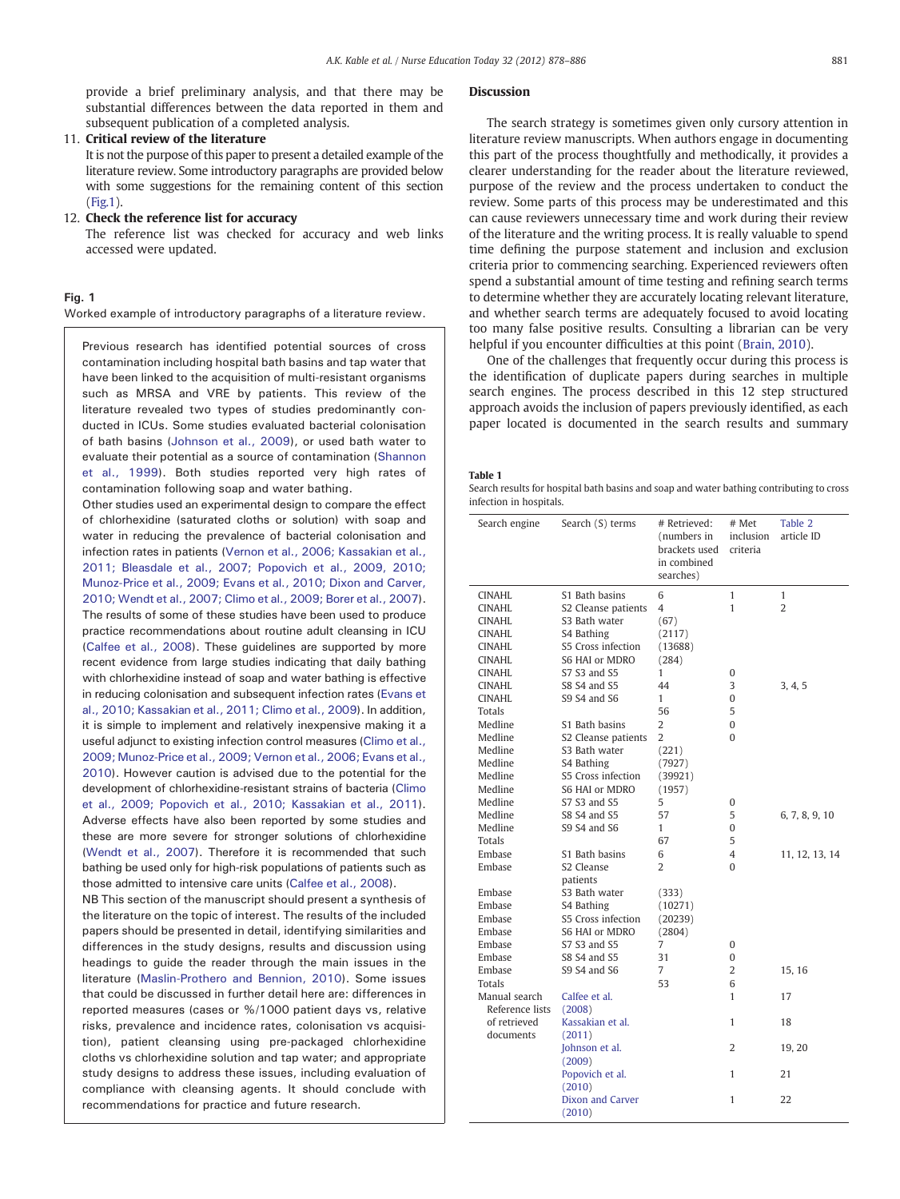provide a brief preliminary analysis, and that there may be substantial differences between the data reported in them and subsequent publication of a completed analysis.

11. **Critical review of the literature**

    It is not the purpose of this paper to present a detailed example of the literature review. Some introductory paragraphs are provided below with some suggestions for the remaining content of this section (Fig.1).

12. **Check the reference list for accuracy**

    The reference list was checked for accuracy and web links accessed were updated.

**Fig. 1**

Worked example of introductory paragraphs of a literature review.

> Previous research has identified potential sources of cross contamination including hospital bath basins and tap water that have been linked to the acquisition of multi-resistant organisms such as MRSA and VRE by patients. This review of the literature revealed two types of studies predominantly conducted in ICUs. Some studies evaluated bacterial colonisation of bath basins (Johnson et al., 2009), or used bath water to evaluate their potential as a source of contamination (Shannon et al., 1999). Both studies reported very high rates of contamination following soap and water bathing.
>
> Other studies used an experimental design to compare the effect of chlorhexidine (saturated cloths or solution) with soap and water in reducing the prevalence of bacterial colonisation and infection rates in patients (Vernon et al., 2006; Kassakian et al., 2011; Bleasdale et al., 2007; Popovich et al., 2009, 2010; Munoz-Price et al., 2009; Evans et al., 2010; Dixon and Carver, 2010; Wendt et al., 2007; Climo et al., 2009; Borer et al., 2007). The results of some of these studies have been used to produce practice recommendations about routine adult cleansing in ICU (Calfee et al., 2008). These guidelines are supported by more recent evidence from large studies indicating that daily bathing with chlorhexidine instead of soap and water bathing is effective in reducing colonisation and subsequent infection rates (Evans et al., 2010; Kassakian et al., 2011; Climo et al., 2009). In addition, it is simple to implement and relatively inexpensive making it a useful adjunct to existing infection control measures (Climo et al., 2009; Munoz-Price et al., 2009; Vernon et al., 2006; Evans et al., 2010). However caution is advised due to the potential for the development of chlorhexidine-resistant strains of bacteria (Climo et al., 2009; Popovich et al., 2010; Kassakian et al., 2011). Adverse effects have also been reported by some studies and these are more severe for stronger solutions of chlorhexidine (Wendt et al., 2007). Therefore it is recommended that such bathing be used only for high-risk populations of patients such as those admitted to intensive care units (Calfee et al., 2008).
>
> NB This section of the manuscript should present a synthesis of the literature on the topic of interest. The results of the included papers should be presented in detail, identifying similarities and differences in the study designs, results and discussion using headings to guide the reader through the main issues in the literature (Maslin-Prothero and Bennion, 2010). Some issues that could be discussed in further detail here are: differences in reported measures (cases or %/1000 patient days vs, relative risks, prevalence and incidence rates, colonisation vs acquisition), patient cleansing using pre-packaged chlorhexidine cloths vs chlorhexidine solution and tap water; and appropriate study designs to address these issues, including evaluation of compliance with cleansing agents. It should conclude with recommendations for practice and future research.

## Discussion

The search strategy is sometimes given only cursory attention in literature review manuscripts. When authors engage in documenting this part of the process thoughtfully and methodically, it provides a clearer understanding for the reader about the literature reviewed, purpose of the review and the process undertaken to conduct the review. Some parts of this process may be underestimated and this can cause reviewers unnecessary time and work during their review of the literature and the writing process. It is really valuable to spend time defining the purpose statement and inclusion and exclusion criteria prior to commencing searching. Experienced reviewers often spend a substantial amount of time testing and refining search terms to determine whether they are accurately locating relevant literature, and whether search terms are adequately focused to avoid locating too many false positive results. Consulting a librarian can be very helpful if you encounter difficulties at this point (Brain, 2010).

One of the challenges that frequently occur during this process is the identification of duplicate papers during searches in multiple search engines. The process described in this 12 step structured approach avoids the inclusion of papers previously identified, as each paper located is documented in the search results and summary

**Table 1**

Search results for hospital bath basins and soap and water bathing contributing to cross infection in hospitals.

| Search engine | Search (S) terms | # Retrieved: (numbers in brackets used in combined searches) | # Met inclusion criteria | Table 2 article ID |
|---|---|---|---|---|
| CINAHL | S1 Bath basins | 6 | 1 | 1 |
| CINAHL | S2 Cleanse patients | 4 | 1 | 2 |
| CINAHL | S3 Bath water | (67) | | |
| CINAHL | S4 Bathing | (2117) | | |
| CINAHL | S5 Cross infection | (13688) | | |
| CINAHL | S6 HAI or MDRO | (284) | | |
| CINAHL | S7 S3 and S5 | 1 | 0 | |
| CINAHL | S8 S4 and S5 | 44 | 3 | 3, 4, 5 |
| CINAHL | S9 S4 and S6 | 1 | 0 | |
| Totals | | 56 | 5 | |
| Medline | S1 Bath basins | 2 | 0 | |
| Medline | S2 Cleanse patients | 2 | 0 | |
| Medline | S3 Bath water | (221) | | |
| Medline | S4 Bathing | (7927) | | |
| Medline | S5 Cross infection | (39921) | | |
| Medline | S6 HAI or MDRO | (1957) | | |
| Medline | S7 S3 and S5 | 5 | 0 | |
| Medline | S8 S4 and S5 | 57 | 5 | 6, 7, 8, 9, 10 |
| Medline | S9 S4 and S6 | 1 | 0 | |
| Totals | | 67 | 5 | |
| Embase | S1 Bath basins | 6 | 4 | 11, 12, 13, 14 |
| Embase | S2 Cleanse patients | 2 | 0 | |
| Embase | S3 Bath water | (333) | | |
| Embase | S4 Bathing | (10271) | | |
| Embase | S5 Cross infection | (20239) | | |
| Embase | S6 HAI or MDRO | (2804) | | |
| Embase | S7 S3 and S5 | 7 | 0 | |
| Embase | S8 S4 and S5 | 31 | 0 | |
| Embase | S9 S4 and S6 | 7 | 2 | 15, 16 |
| Totals | | 53 | 6 | |
| Manual search Reference lists of retrieved documents | Calfee et al. (2008) | | 1 | 17 |
| | Kassakian et al. (2011) | | 1 | 18 |
| | Johnson et al. (2009) | | 2 | 19, 20 |
| | Popovich et al. (2010) | | 1 | 21 |
| | Dixon and Carver (2010) | | 1 | 22 |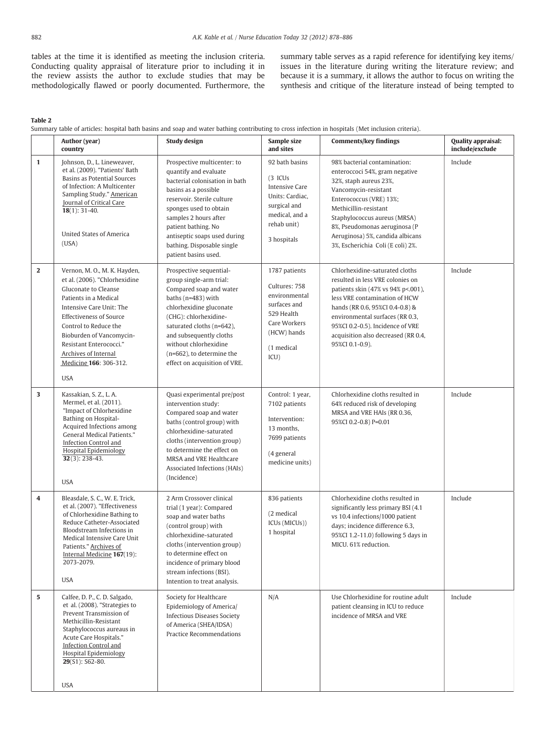tables at the time it is identified as meeting the inclusion criteria. Conducting quality appraisal of literature prior to including it in the review assists the author to exclude studies that may be methodologically flawed or poorly documented. Furthermore, the summary table serves as a rapid reference for identifying key items/issues in the literature during writing the literature review; and because it is a summary, it allows the author to focus on writing the synthesis and critique of the literature instead of being tempted to

**Table 2**
Summary table of articles: hospital bath basins and soap and water bathing contributing to cross infection in hospitals (Met inclusion criteria).

| | Author (year) country | Study design | Sample size and sites | Comments/key findings | Quality appraisal: include/exclude |
|---|---|---|---|---|---|
| 1 | Johnson, D., L. Lineweaver, et al. (2009). "Patients' Bath Basins as Potential Sources of Infection: A Multicenter Sampling Study." American Journal of Critical Care **18**(1): 31-40. United States of America (USA) | Prospective multicenter: to quantify and evaluate bacterial colonisation in bath basins as a possible reservoir. Sterile culture sponges used to obtain samples 2 hours after patient bathing. No antiseptic soaps used during bathing. Disposable single patient basins used. | 92 bath basins (3 ICUs Intensive Care Units: Cardiac, surgical and medical, and a rehab unit) 3 hospitals | 98% bacterial contamination: enteroccoci 54%, gram negative 32%, staph aureus 23%, Vancomycin-resistant Enterococcus (VRE) 13%; Methicillin-resistant Staphylococcus aureus (MRSA) 8%, Pseudomonas aeruginosa (P Aeruginosa) 5%, candida albicans 3%, Escherichia Coli (E coli) 2%. | Include |
| 2 | Vernon, M. O., M. K. Hayden, et al. (2006). "Chlorhexidine Gluconate to Cleanse Patients in a Medical Intensive Care Unit: The Effectiveness of Source Control to Reduce the Bioburden of Vancomycin-Resistant Enterococci." Archives of Internal Medicine **166**: 306-312. USA | Prospective sequential-group single-arm trial: Compared soap and water baths (n=483) with chlorhexidine gluconate (CHG): chlorhexidine-saturated cloths (n=642), and subsequently cloths without chlorhexidine (n=662), to determine the effect on acquisition of VRE. | 1787 patients Cultures: 758 environmental surfaces and 529 Health Care Workers (HCW) hands (1 medical ICU) | Chlorhexidine-saturated cloths resulted in less VRE colonies on patients skin (47% vs 94% p<.001), less VRE contamination of HCW hands (RR 0.6, 95%CI 0.4-0.8) & environmental surfaces (RR 0.3, 95%CI 0.2-0.5). Incidence of VRE acquisition also decreased (RR 0.4, 95%CI 0.1-0.9). | Include |
| 3 | Kassakian, S. Z., L. A. Mermel, et al. (2011). "Impact of Chlorhexidine Bathing on Hospital-Acquired Infections among General Medical Patients." Infection Control and Hospital Epidemiology **32**(3): 238-43. USA | Quasi experimental pre/post intervention study: Compared soap and water baths (control group) with chlorhexidine-saturated cloths (intervention group) to determine the effect on MRSA and VRE Healthcare Associated Infections (HAIs) (Incidence) | Control: 1 year, 7102 patients Intervention: 13 months, 7699 patients (4 general medicine units) | Chlorhexidine cloths resulted in 64% reduced risk of developing MRSA and VRE HAIs (RR 0.36, 95%CI 0.2-0.8) P=0.01 | Include |
| 4 | Bleasdale, S. C., W. E. Trick, et al. (2007). "Effectiveness of Chlorhexidine Bathing to Reduce Catheter-Associated Bloodstream Infections in Medical Intensive Care Unit Patients." Archives of Internal Medicine **167**(19): 2073-2079. USA | 2 Arm Crossover clinical trial (1 year): Compared soap and water baths (control group) with chlorhexidine-saturated cloths (intervention group) to determine effect on incidence of primary blood stream infections (BSI). Intention to treat analysis. | 836 patients (2 medical ICUs (MICUs)) 1 hospital | Chlorhexidine cloths resulted in significantly less primary BSI (4.1 vs 10.4 infections/1000 patient days; incidence difference 6.3, 95%CI 1.2-11.0) following 5 days in MICU. 61% reduction. | Include |
| 5 | Calfee, D. P., C. D. Salgado, et al. (2008). "Strategies to Prevent Transmission of Methicillin-Resistant Staphylococcus aureus in Acute Care Hospitals." Infection Control and Hospital Epidemiology **29**(S1): S62-80. USA | Society for Healthcare Epidemiology of America/Infectious Diseases Society of America (SHEA/IDSA) Practice Recommendations | N/A | Use Chlorhexidine for routine adult patient cleansing in ICU to reduce incidence of MRSA and VRE | Include |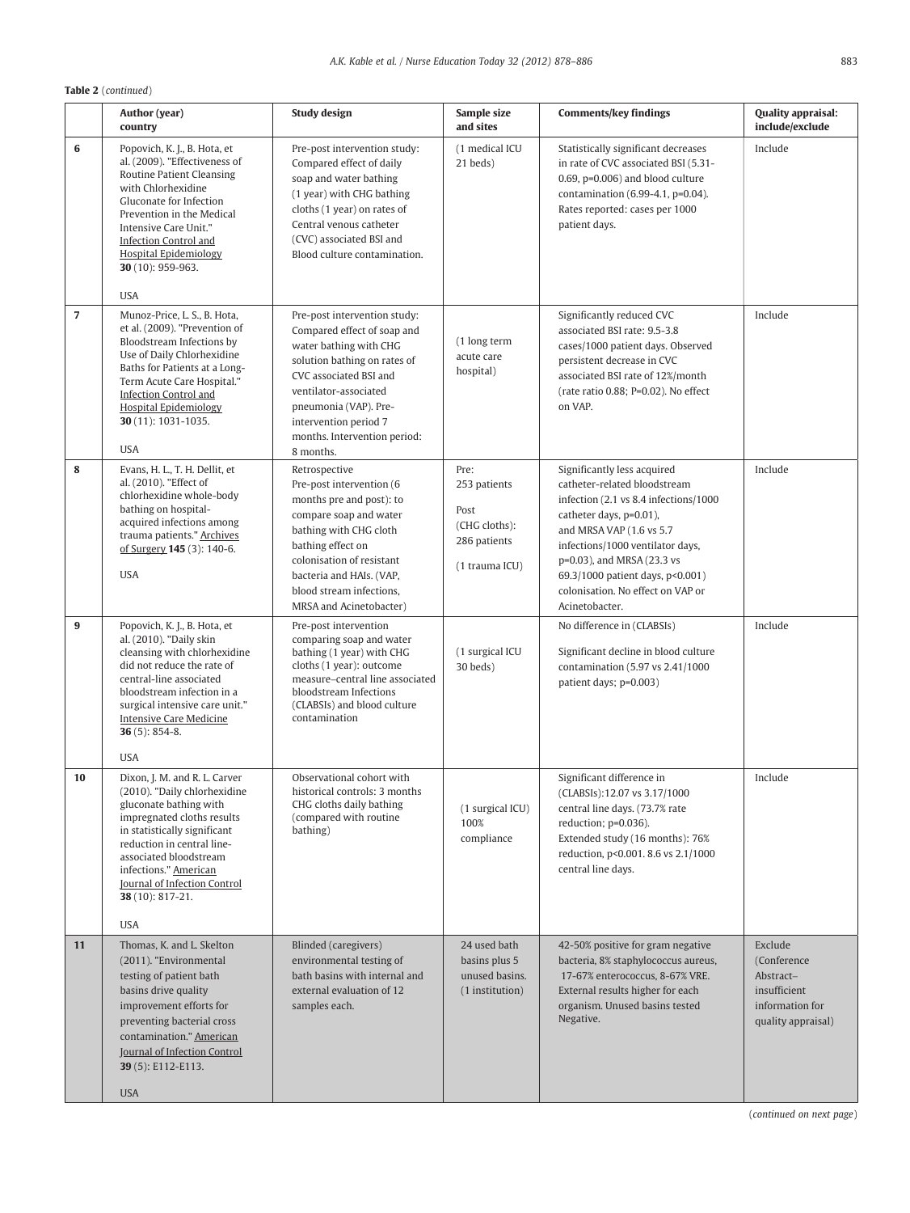**Table 2** (*continued*)

| | Author (year) country | Study design | Sample size and sites | Comments/key findings | Quality appraisal: include/exclude |
|---|---|---|---|---|---|
| **6** | Popovich, K. J., B. Hota, et al. (2009). "Effectiveness of Routine Patient Cleansing with Chlorhexidine Gluconate for Infection Prevention in the Medical Intensive Care Unit." Infection Control and Hospital Epidemiology **30** (10): 959-963. USA | Pre-post intervention study: Compared effect of daily soap and water bathing (1 year) with CHG bathing cloths (1 year) on rates of Central venous catheter (CVC) associated BSI and Blood culture contamination. | (1 medical ICU 21 beds) | Statistically significant decreases in rate of CVC associated BSI (5.31-0.69, p=0.006) and blood culture contamination (6.99-4.1, p=0.04). Rates reported: cases per 1000 patient days. | Include |
| **7** | Munoz-Price, L. S., B. Hota, et al. (2009). "Prevention of Bloodstream Infections by Use of Daily Chlorhexidine Baths for Patients at a Long-Term Acute Care Hospital." Infection Control and Hospital Epidemiology **30** (11): 1031-1035. USA | Pre-post intervention study: Compared effect of soap and water bathing with CHG solution bathing on rates of CVC associated BSI and ventilator-associated pneumonia (VAP). Pre-intervention period 7 months. Intervention period: 8 months. | (1 long term acute care hospital) | Significantly reduced CVC associated BSI rate: 9.5-3.8 cases/1000 patient days. Observed persistent decrease in CVC associated BSI rate of 12%/month (rate ratio 0.88; P=0.02). No effect on VAP. | Include |
| **8** | Evans, H. L., T. H. Dellit, et al. (2010). "Effect of chlorhexidine whole-body bathing on hospital-acquired infections among trauma patients." Archives of Surgery **145** (3): 140-6. USA | Retrospective Pre-post intervention (6 months pre and post): to compare soap and water bathing with CHG cloth bathing effect on colonisation of resistant bacteria and HAIs. (VAP, blood stream infections, MRSA and Acinetobacter) | Pre: 253 patients Post (CHG cloths): 286 patients (1 trauma ICU) | Significantly less acquired catheter-related bloodstream infection (2.1 vs 8.4 infections/1000 catheter days, p=0.01), and MRSA VAP (1.6 vs 5.7 infections/1000 ventilator days, p=0.03), and MRSA (23.3 vs 69.3/1000 patient days, p<0.001) colonisation. No effect on VAP or Acinetobacter. | Include |
| **9** | Popovich, K. J., B. Hota, et al. (2010). "Daily skin cleansing with chlorhexidine did not reduce the rate of central-line associated bloodstream infection in a surgical intensive care unit." Intensive Care Medicine **36** (5): 854-8. USA | Pre-post intervention comparing soap and water bathing (1 year) with CHG cloths (1 year): outcome measure–central line associated bloodstream Infections (CLABSIs) and blood culture contamination | (1 surgical ICU 30 beds) | No difference in (CLABSIs) Significant decline in blood culture contamination (5.97 vs 2.41/1000 patient days; p=0.003) | Include |
| **10** | Dixon, J. M. and R. L. Carver (2010). "Daily chlorhexidine gluconate bathing with impregnated cloths results in statistically significant reduction in central line-associated bloodstream infections." American Journal of Infection Control **38** (10): 817-21. USA | Observational cohort with historical controls: 3 months CHG cloths daily bathing (compared with routine bathing) | (1 surgical ICU) 100% compliance | Significant difference in (CLABSIs):12.07 vs 3.17/1000 central line days. (73.7% rate reduction; p=0.036). Extended study (16 months): 76% reduction, p<0.001. 8.6 vs 2.1/1000 central line days. | Include |
| **11** | Thomas, K. and L. Skelton (2011). "Environmental testing of patient bath basins drive quality improvement efforts for preventing bacterial cross contamination." American Journal of Infection Control **39** (5): E112-E113. USA | Blinded (caregivers) environmental testing of bath basins with internal and external evaluation of 12 samples each. | 24 used bath basins plus 5 unused basins. (1 institution) | 42-50% positive for gram negative bacteria, 8% staphylococcus aureus, 17-67% enterococcus, 8-67% VRE. External results higher for each organism. Unused basins tested Negative. | Exclude (Conference Abstract– insufficient information for quality appraisal) |

(*continued on next page*)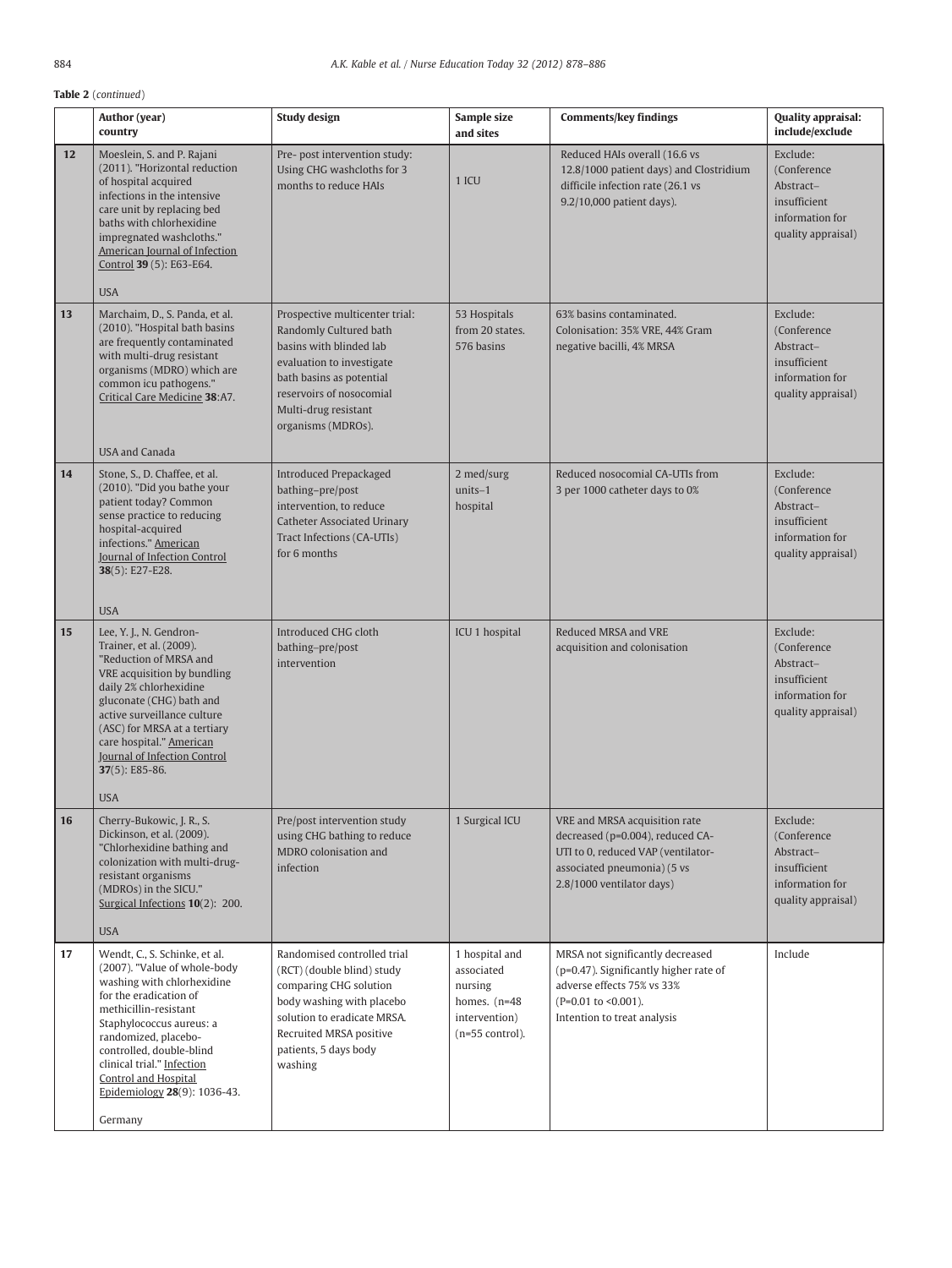**Table 2** (*continued*)

| | Author (year) country | Study design | Sample size and sites | Comments/key findings | Quality appraisal: include/exclude |
|---|---|---|---|---|---|
| **12** | Moeslein, S. and P. Rajani (2011). "Horizontal reduction of hospital acquired infections in the intensive care unit by replacing bed baths with chlorhexidine impregnated washcloths." American Journal of Infection Control **39** (5): E63-E64. USA | Pre- post intervention study: Using CHG washcloths for 3 months to reduce HAIs | 1 ICU | Reduced HAIs overall (16.6 vs 12.8/1000 patient days) and Clostridium difficile infection rate (26.1 vs 9.2/10,000 patient days). | Exclude: (Conference Abstract– insufficient information for quality appraisal) |
| **13** | Marchaim, D., S. Panda, et al. (2010). "Hospital bath basins are frequently contaminated with multi-drug resistant organisms (MDRO) which are common icu pathogens." Critical Care Medicine **38**:A7. USA and Canada | Prospective multicenter trial: Randomly Cultured bath basins with blinded lab evaluation to investigate bath basins as potential reservoirs of nosocomial Multi-drug resistant organisms (MDROs). | 53 Hospitals from 20 states. 576 basins | 63% basins contaminated. Colonisation: 35% VRE, 44% Gram negative bacilli, 4% MRSA | Exclude: (Conference Abstract– insufficient information for quality appraisal) |
| **14** | Stone, S., D. Chaffee, et al. (2010). "Did you bathe your patient today? Common sense practice to reducing hospital-acquired infections." American Journal of Infection Control **38**(5): E27-E28. USA | Introduced Prepackaged bathing–pre/post intervention, to reduce Catheter Associated Urinary Tract Infections (CA-UTIs) for 6 months | 2 med/surg units–1 hospital | Reduced nosocomial CA-UTIs from 3 per 1000 catheter days to 0% | Exclude: (Conference Abstract– insufficient information for quality appraisal) |
| **15** | Lee, Y. J., N. Gendron-Trainer, et al. (2009). "Reduction of MRSA and VRE acquisition by bundling daily 2% chlorhexidine gluconate (CHG) bath and active surveillance culture (ASC) for MRSA at a tertiary care hospital." American Journal of Infection Control **37**(5): E85-86. USA | Introduced CHG cloth bathing–pre/post intervention | ICU 1 hospital | Reduced MRSA and VRE acquisition and colonisation | Exclude: (Conference Abstract– insufficient information for quality appraisal) |
| **16** | Cherry-Bukowic, J. R., S. Dickinson, et al. (2009). "Chlorhexidine bathing and colonization with multi-drug-resistant organisms (MDROs) in the SICU." Surgical Infections **10**(2): 200. USA | Pre/post intervention study using CHG bathing to reduce MDRO colonisation and infection | 1 Surgical ICU | VRE and MRSA acquisition rate decreased (p=0.004), reduced CA-UTI to 0, reduced VAP (ventilator-associated pneumonia) (5 vs 2.8/1000 ventilator days) | Exclude: (Conference Abstract– insufficient information for quality appraisal) |
| **17** | Wendt, C., S. Schinke, et al. (2007). "Value of whole-body washing with chlorhexidine for the eradication of methicillin-resistant Staphylococcus aureus: a randomized, placebo-controlled, double-blind clinical trial." Infection Control and Hospital Epidemiology **28**(9): 1036-43. Germany | Randomised controlled trial (RCT) (double blind) study comparing CHG solution body washing with placebo solution to eradicate MRSA. Recruited MRSA positive patients, 5 days body washing | 1 hospital and associated nursing homes. (n=48 intervention) (n=55 control). | MRSA not significantly decreased (p=0.47). Significantly higher rate of adverse effects 75% vs 33% (P=0.01 to <0.001). Intention to treat analysis | Include |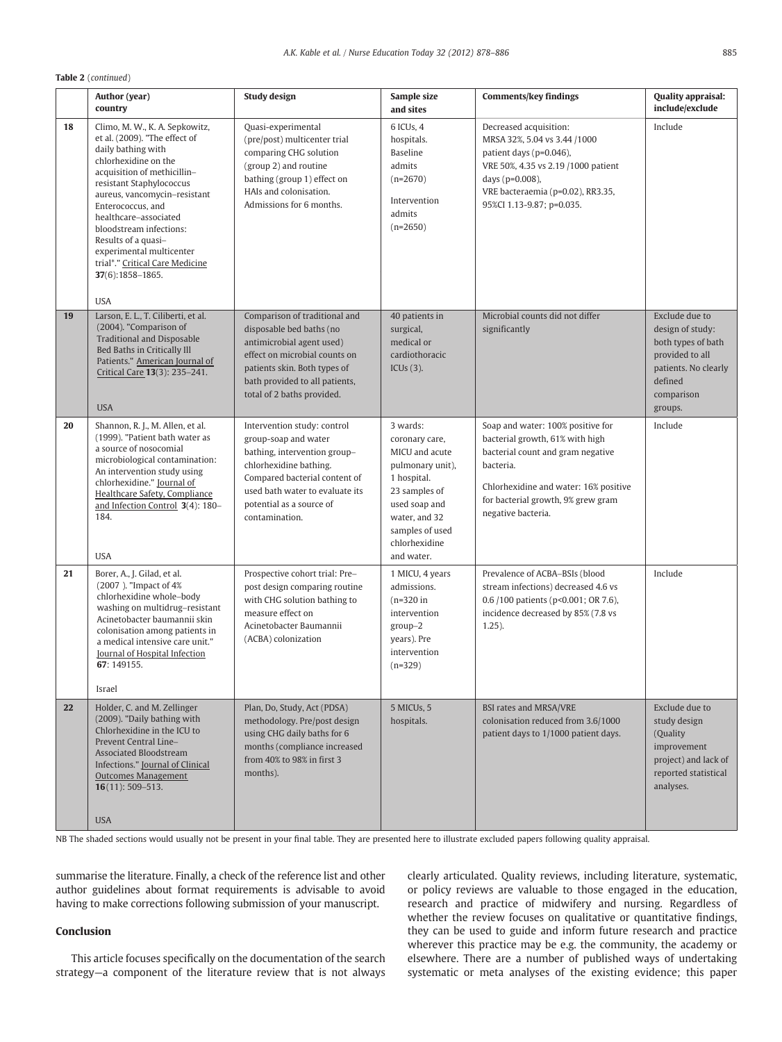**Table 2** (*continued*)

| | Author (year) country | Study design | Sample size and sites | Comments/key findings | Quality appraisal: include/exclude |
|---|---|---|---|---|---|
| **18** | Climo, M. W., K. A. Sepkowitz, et al. (2009). "The effect of daily bathing with chlorhexidine on the acquisition of methicillin–resistant Staphylococcus aureus, vancomycin–resistant Enterococcus, and healthcare–associated bloodstream infections: Results of a quasi–experimental multicenter trial*." Critical Care Medicine **37**(6):1858–1865. USA | Quasi-experimental (pre/post) multicenter trial comparing CHG solution (group 2) and routine bathing (group 1) effect on HAIs and colonisation. Admissions for 6 months. | 6 ICUs, 4 hospitals. Baseline admits (n=2670) Intervention admits (n=2650) | Decreased acquisition: MRSA 32%, 5.04 vs 3.44 /1000 patient days (p=0.046), VRE 50%, 4.35 vs 2.19 /1000 patient days (p=0.008), VRE bacteraemia (p=0.02), RR3.35, 95%CI 1.13-9.87; p=0.035. | Include |
| **19** | Larson, E. L., T. Ciliberti, et al. (2004). "Comparison of Traditional and Disposable Bed Baths in Critically Ill Patients." American Journal of Critical Care **13**(3): 235–241. USA | Comparison of traditional and disposable bed baths (no antimicrobial agent used) effect on microbial counts on patients skin. Both types of bath provided to all patients, total of 2 baths provided. | 40 patients in surgical, medical or cardiothoracic ICUs (3). | Microbial counts did not differ significantly | Exclude due to design of study: both types of bath provided to all patients. No clearly defined comparison groups. |
| **20** | Shannon, R. J., M. Allen, et al. (1999). "Patient bath water as a source of nosocomial microbiological contamination: An intervention study using chlorhexidine." Journal of Healthcare Safety, Compliance and Infection Control **3**(4): 180–184. USA | Intervention study: control group-soap and water bathing, intervention group–chlorhexidine bathing. Compared bacterial content of used bath water to evaluate its potential as a source of contamination. | 3 wards: coronary care, MICU and acute pulmonary unit), 1 hospital. 23 samples of used soap and water, and 32 samples of used chlorhexidine and water. | Soap and water: 100% positive for bacterial growth, 61% with high bacterial count and gram negative bacteria. Chlorhexidine and water: 16% positive for bacterial growth, 9% grew gram negative bacteria. | Include |
| **21** | Borer, A., J. Gilad, et al. (2007 ). "Impact of 4% chlorhexidine whole–body washing on multidrug–resistant Acinetobacter baumannii skin colonisation among patients in a medical intensive care unit." Journal of Hospital Infection **67**: 149155. Israel | Prospective cohort trial: Pre–post design comparing routine with CHG solution bathing to measure effect on Acinetobacter Baumannii (ACBA) colonization | 1 MICU, 4 years admissions. (n=320 in intervention group–2 years). Pre intervention (n=329) | Prevalence of ACBA–BSIs (blood stream infections) decreased 4.6 vs 0.6 /100 patients (p<0.001; OR 7.6), incidence decreased by 85% (7.8 vs 1.25). | Include |
| **22** | Holder, C. and M. Zellinger (2009). "Daily bathing with Chlorhexidine in the ICU to Prevent Central Line–Associated Bloodstream Infections." Journal of Clinical Outcomes Management **16**(11): 509–513. USA | Plan, Do, Study, Act (PDSA) methodology. Pre/post design using CHG daily baths for 6 months (compliance increased from 40% to 98% in first 3 months). | 5 MICUs, 5 hospitals. | BSI rates and MRSA/VRE colonisation reduced from 3.6/1000 patient days to 1/1000 patient days. | Exclude due to study design (Quality improvement project) and lack of reported statistical analyses. |

NB The shaded sections would usually not be present in your final table. They are presented here to illustrate excluded papers following quality appraisal.

summarise the literature. Finally, a check of the reference list and other author guidelines about format requirements is advisable to avoid having to make corrections following submission of your manuscript.

## Conclusion

This article focuses specifically on the documentation of the search strategy—a component of the literature review that is not always clearly articulated. Quality reviews, including literature, systematic, or policy reviews are valuable to those engaged in the education, research and practice of midwifery and nursing. Regardless of whether the review focuses on qualitative or quantitative findings, they can be used to guide and inform future research and practice wherever this practice may be e.g. the community, the academy or elsewhere. There are a number of published ways of undertaking systematic or meta analyses of the existing evidence; this paper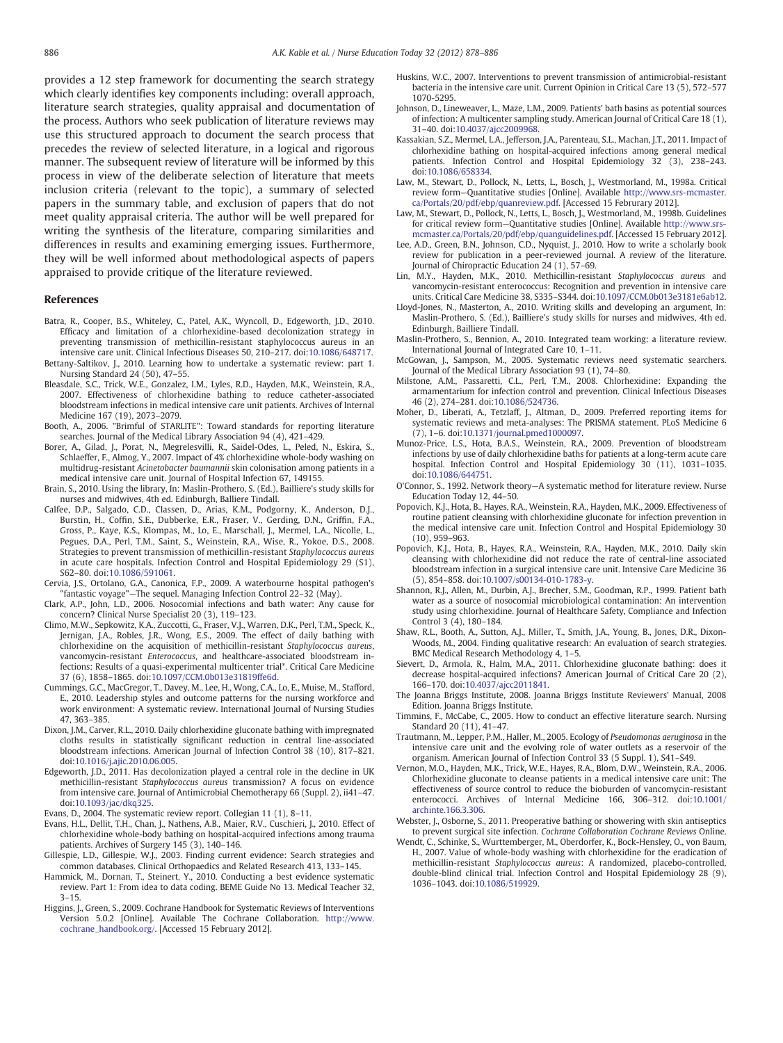provides a 12 step framework for documenting the search strategy which clearly identifies key components including: overall approach, literature search strategies, quality appraisal and documentation of the process. Authors who seek publication of literature reviews may use this structured approach to document the search process that precedes the review of selected literature, in a logical and rigorous manner. The subsequent review of literature will be informed by this process in view of the deliberate selection of literature that meets inclusion criteria (relevant to the topic), a summary of selected papers in the summary table, and exclusion of papers that do not meet quality appraisal criteria. The author will be well prepared for writing the synthesis of the literature, comparing similarities and differences in results and examining emerging issues. Furthermore, they will be well informed about methodological aspects of papers appraised to provide critique of the literature reviewed.

## References

Batra, R., Cooper, B.S., Whiteley, C., Patel, A.K., Wyncoll, D., Edgeworth, J.D., 2010. Efficacy and limitation of a chlorhexidine-based decolonization strategy in preventing transmission of methicillin-resistant staphylococcus aureus in an intensive care unit. Clinical Infectious Diseases 50, 210–217. doi:10.1086/648717.

Bettany-Saltikov, J., 2010. Learning how to undertake a systematic review: part 1. Nursing Standard 24 (50), 47–55.

Bleasdale, S.C., Trick, W.E., Gonzalez, I.M., Lyles, R.D., Hayden, M.K., Weinstein, R.A., 2007. Effectiveness of chlorhexidine bathing to reduce catheter-associated bloodstream infections in medical intensive care unit patients. Archives of Internal Medicine 167 (19), 2073–2079.

Booth, A., 2006. "Brimful of STARLITE": Toward standards for reporting literature searches. Journal of the Medical Library Association 94 (4), 421–429.

Borer, A., Gilad, J., Porat, N., Megrelesvilli, R., Saidel-Odes, L., Peled, N., Eskira, S., Schlaeffer, F., Almog, Y., 2007. Impact of 4% chlorhexidine whole-body washing on multidrug-resistant *Acinetobacter baumannii* skin colonisation among patients in a medical intensive care unit. Journal of Hospital Infection 67, 149155.

Brain, S., 2010. Using the library, In: Maslin-Prothero, S. (Ed.), Bailliere's study skills for nurses and midwives, 4th ed. Edinburgh, Balliere Tindall.

Calfee, D.P., Salgado, C.D., Classen, D., Arias, K.M., Podgorny, K., Anderson, D.J., Burstin, H., Coffin, S.E., Dubberke, E.R., Fraser, V., Gerding, D.N., Griffin, F.A., Gross, P., Kaye, K.S., Klompas, M., Lo, E., Marschall, J., Mermel, L.A., Nicolle, L., Pegues, D.A., Perl, T.M., Saint, S., Weinstein, R.A., Wise, R., Yokoe, D.S., 2008. Strategies to prevent transmission of methicillin-resistant *Staphylococcus aureus* in acute care hospitals. Infection Control and Hospital Epidemiology 29 (S1), S62–80. doi:10.1086/591061.

Cervia, J.S., Ortolano, G.A., Canonica, F.P., 2009. A waterbourne hospital pathogen's "fantastic voyage"—The sequel. Managing Infection Control 22–32 (May).

Clark, A.P., John, L.D., 2006. Nosocomial infections and bath water: Any cause for concern? Clinical Nurse Specialist 20 (3), 119–123.

Climo, M.W., Sepkowitz, K.A., Zuccotti, G., Fraser, V.J., Warren, D.K., Perl, T.M., Speck, K., Jernigan, J.A., Robles, J.R., Wong, E.S., 2009. The effect of daily bathing with chlorhexidine on the acquisition of methicillin-resistant *Staphylococcus aureus*, vancomycin-resistant *Enterococcus*, and healthcare-associated bloodstream infections: Results of a quasi-experimental multicenter trial*. Critical Care Medicine 37 (6), 1858–1865. doi:10.1097/CCM.0b013e31819ffe6d.

Cummings, G.C., MacGregor, T., Davey, M., Lee, H., Wong, C.A., Lo, E., Muise, M., Stafford, E., 2010. Leadership styles and outcome patterns for the nursing workforce and work environment: A systematic review. International Journal of Nursing Studies 47, 363–385.

Dixon, J.M., Carver, R.L., 2010. Daily chlorhexidine gluconate bathing with impregnated cloths results in statistically significant reduction in central line-associated bloodstream infections. American Journal of Infection Control 38 (10), 817–821. doi:10.1016/j.ajic.2010.06.005.

Edgeworth, J.D., 2011. Has decolonization played a central role in the decline in UK methicillin-resistant *Staphylococcus aureus* transmission? A focus on evidence from intensive care. Journal of Antimicrobial Chemotherapy 66 (Suppl. 2), ii41–47. doi:10.1093/jac/dkq325.

Evans, D., 2004. The systematic review report. Collegian 11 (1), 8–11.

Evans, H.L., Dellit, T.H., Chan, J., Nathens, A.B., Maier, R.V., Cuschieri, J., 2010. Effect of chlorhexidine whole-body bathing on hospital-acquired infections among trauma patients. Archives of Surgery 145 (3), 140–146.

Gillespie, L.D., Gillespie, W.J., 2003. Finding current evidence: Search strategies and common databases. Clinical Orthopaedics and Related Research 413, 133–145.

Hammick, M., Dornan, T., Steinert, Y., 2010. Conducting a best evidence systematic review. Part 1: From idea to data coding. BEME Guide No 13. Medical Teacher 32, 3–15.

Higgins, J., Green, S., 2009. Cochrane Handbook for Systematic Reviews of Interventions Version 5.0.2 [Online]. Available The Cochrane Collaboration. http://www.cochrane_handbook.org/. [Accessed 15 February 2012].

Huskins, W.C., 2007. Interventions to prevent transmission of antimicrobial-resistant bacteria in the intensive care unit. Current Opinion in Critical Care 13 (5), 572–577 1070-5295.

Johnson, D., Lineweaver, L., Maze, L.M., 2009. Patients' bath basins as potential sources of infection: A multicenter sampling study. American Journal of Critical Care 18 (1), 31–40. doi:10.4037/ajcc2009968.

Kassakian, S.Z., Mermel, L.A., Jefferson, J.A., Parenteau, S.L., Machan, J.T., 2011. Impact of chlorhexidine bathing on hospital-acquired infections among general medical patients. Infection Control and Hospital Epidemiology 32 (3), 238–243. doi:10.1086/658334.

Law, M., Stewart, D., Pollock, N., Letts, L., Bosch, J., Westmorland, M., 1998a. Critical review form—Quantitative studies [Online]. Available http://www.srs-mcmaster.ca/Portals/20/pdf/ebp/quanreview.pdf. [Accessed 15 Februrary 2012].

Law, M., Stewart, D., Pollock, N., Letts, L., Bosch, J., Westmorland, M., 1998b. Guidelines for critical review form—Quantitative studies [Online]. Available http://www.srs-mcmaster.ca/Portals/20/pdf/ebp/quanguidelines.pdf. [Accessed 15 February 2012].

Lee, A.D., Green, B.N., Johnson, C.D., Nyquist, J., 2010. How to write a scholarly book review for publication in a peer-reviewed journal. A review of the literature. Journal of Chiropractic Education 24 (1), 57–69.

Lin, M.Y., Hayden, M.K., 2010. Methicillin-resistant *Staphylococcus aureus* and vancomycin-resistant enterococcus: Recognition and prevention in intensive care units. Critical Care Medicine 38, S335–S344. doi:10.1097/CCM.0b013e3181e6ab12.

Lloyd-Jones, N., Masterton, A., 2010. Writing skills and developing an argument, In: Maslin-Prothero, S. (Ed.), Bailliere's study skills for nurses and midwives, 4th ed. Edinburgh, Bailliere Tindall.

Maslin-Prothero, S., Bennion, A., 2010. Integrated team working: a literature review. International Journal of Integrated Care 10, 1–11.

McGowan, J., Sampson, M., 2005. Systematic reviews need systematic searchers. Journal of the Medical Library Association 93 (1), 74–80.

Milstone, A.M., Passaretti, C.L., Perl, T.M., 2008. Chlorhexidine: Expanding the armamentarium for infection control and prevention. Clinical Infectious Diseases 46 (2), 274–281. doi:10.1086/524736.

Moher, D., Liberati, A., Tetzlaff, J., Altman, D., 2009. Preferred reporting items for systematic reviews and meta-analyses: The PRISMA statement. PLoS Medicine 6 (7), 1–6. doi:10.1371/journal.pmed1000097.

Munoz-Price, L.S., Hota, B.A.S., Weinstein, R.A., 2009. Prevention of bloodstream infections by use of daily chlorhexidine baths for patients at a long-term acute care hospital. Infection Control and Hospital Epidemiology 30 (11), 1031–1035. doi:10.1086/644751.

O'Connor, S., 1992. Network theory—A systematic method for literature review. Nurse Education Today 12, 44–50.

Popovich, K.J., Hota, B., Hayes, R.A., Weinstein, R.A., Hayden, M.K., 2009. Effectiveness of routine patient cleansing with chlorhexidine gluconate for infection prevention in the medical intensive care unit. Infection Control and Hospital Epidemiology 30 (10), 959–963.

Popovich, K.J., Hota, B., Hayes, R.A., Weinstein, R.A., Hayden, M.K., 2010. Daily skin cleansing with chlorhexidine did not reduce the rate of central-line associated bloodstream infection in a surgical intensive care unit. Intensive Care Medicine 36 (5), 854–858. doi:10.1007/s00134-010-1783-y.

Shannon, R.J., Allen, M., Durbin, A.J., Brecher, S.M., Goodman, R.P., 1999. Patient bath water as a source of nosocomial microbiological contamination: An intervention study using chlorhexidine. Journal of Healthcare Safety, Compliance and Infection Control 3 (4), 180–184.

Shaw, R.L., Booth, A., Sutton, A.J., Miller, T., Smith, J.A., Young, B., Jones, D.R., Dixon-Woods, M., 2004. Finding qualitative research: An evaluation of search strategies. BMC Medical Research Methodology 4, 1–5.

Sievert, D., Armola, R., Halm, M.A., 2011. Chlorhexidine gluconate bathing: does it decrease hospital-acquired infections? American Journal of Critical Care 20 (2), 166–170. doi:10.4037/ajcc2011841.

The Joanna Briggs Institute, 2008. Joanna Briggs Institute Reviewers' Manual, 2008 Edition. Joanna Briggs Institute.

Timmins, F., McCabe, C., 2005. How to conduct an effective literature search. Nursing Standard 20 (11), 41–47.

Trautmann, M., Lepper, P.M., Haller, M., 2005. Ecology of *Pseudomonas aeruginosa* in the intensive care unit and the evolving role of water outlets as a reservoir of the organism. American Journal of Infection Control 33 (5 Suppl. 1), S41–S49.

Vernon, M.O., Hayden, M.K., Trick, W.E., Hayes, R.A., Blom, D.W., Weinstein, R.A., 2006. Chlorhexidine gluconate to cleanse patients in a medical intensive care unit: The effectiveness of source control to reduce the bioburden of vancomycin-resistant enterococci. Archives of Internal Medicine 166, 306–312. doi:10.1001/archinte.166.3.306.

Webster, J., Osborne, S., 2011. Preoperative bathing or showering with skin antiseptics to prevent surgical site infection. *Cochrane Collaboration Cochrane Reviews* Online.

Wendt, C., Schinke, S., Wurttemberger, M., Oberdorfer, K., Bock-Hensley, O., von Baum, H., 2007. Value of whole-body washing with chlorhexidine for the eradication of methicillin-resistant *Staphylococcus aureus*: A randomized, placebo-controlled, double-blind clinical trial. Infection Control and Hospital Epidemiology 28 (9), 1036–1043. doi:10.1086/519929.